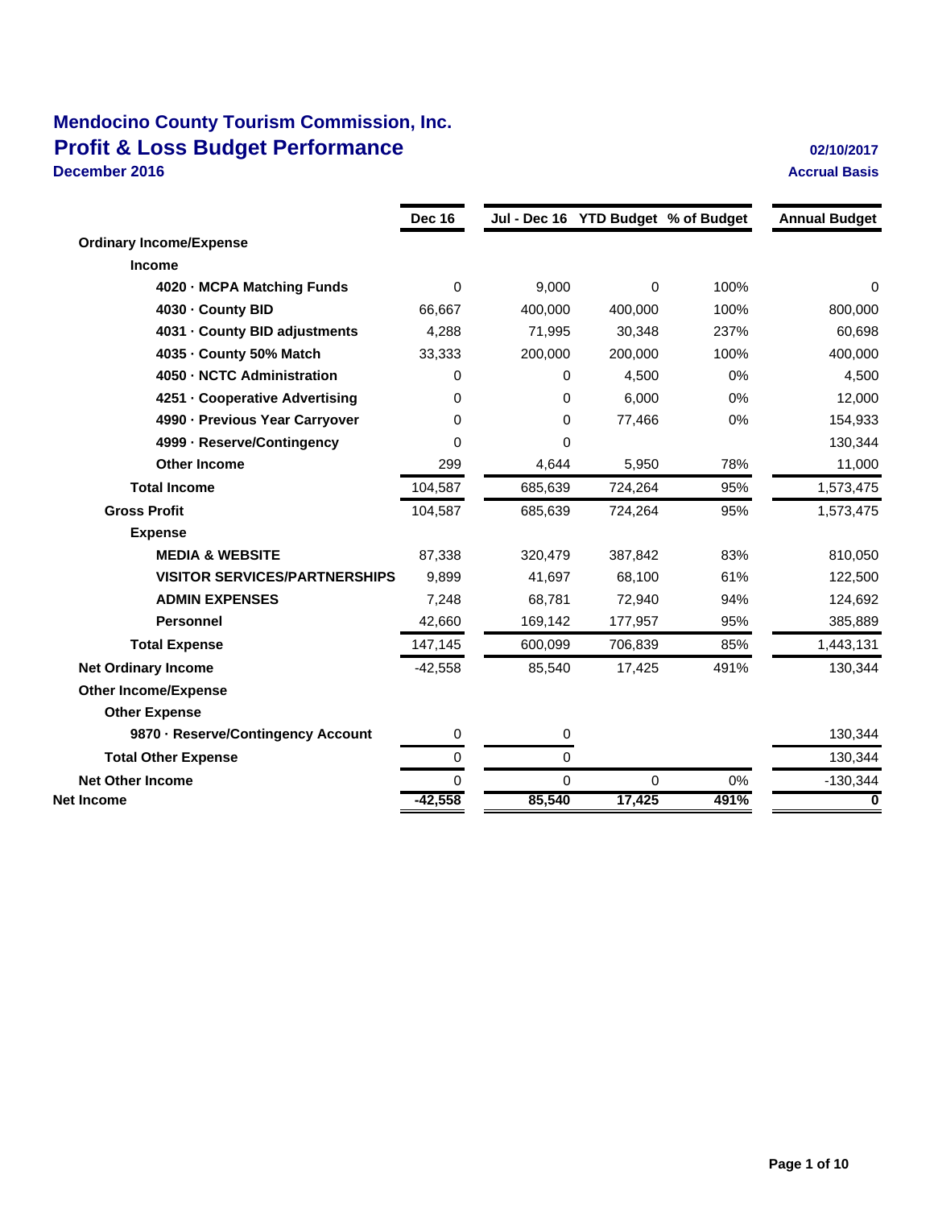# Mendocino County Tourism Commission, Inc.

## Profit & Loss Budget Performance

**December 2016**

02/10/2017

Accrual Basis

| | Dec 16 | Jul - Dec 16 | YTD Budget | % of Budget | Annual Budget |
|---|---|---|---|---|---|
| **Ordinary Income/Expense** | | | | | |
| **Income** | | | | | |
| **4020 · MCPA Matching Funds** | 0 | 9,000 | 0 | 100% | 0 |
| **4030 · County BID** | 66,667 | 400,000 | 400,000 | 100% | 800,000 |
| **4031 · County BID adjustments** | 4,288 | 71,995 | 30,348 | 237% | 60,698 |
| **4035 · County 50% Match** | 33,333 | 200,000 | 200,000 | 100% | 400,000 |
| **4050 · NCTC Administration** | 0 | 0 | 4,500 | 0% | 4,500 |
| **4251 · Cooperative Advertising** | 0 | 0 | 6,000 | 0% | 12,000 |
| **4990 · Previous Year Carryover** | 0 | 0 | 77,466 | 0% | 154,933 |
| **4999 · Reserve/Contingency** | 0 | 0 | | | 130,344 |
| **Other Income** | 299 | 4,644 | 5,950 | 78% | 11,000 |
| **Total Income** | 104,587 | 685,639 | 724,264 | 95% | 1,573,475 |
| **Gross Profit** | 104,587 | 685,639 | 724,264 | 95% | 1,573,475 |
| **Expense** | | | | | |
| **MEDIA & WEBSITE** | 87,338 | 320,479 | 387,842 | 83% | 810,050 |
| **VISITOR SERVICES/PARTNERSHIPS** | 9,899 | 41,697 | 68,100 | 61% | 122,500 |
| **ADMIN EXPENSES** | 7,248 | 68,781 | 72,940 | 94% | 124,692 |
| **Personnel** | 42,660 | 169,142 | 177,957 | 95% | 385,889 |
| **Total Expense** | 147,145 | 600,099 | 706,839 | 85% | 1,443,131 |
| **Net Ordinary Income** | -42,558 | 85,540 | 17,425 | 491% | 130,344 |
| **Other Income/Expense** | | | | | |
| **Other Expense** | | | | | |
| **9870 · Reserve/Contingency Account** | 0 | 0 | | | 130,344 |
| **Total Other Expense** | 0 | 0 | | | 130,344 |
| **Net Other Income** | 0 | 0 | 0 | 0% | -130,344 |
| **Net Income** | **-42,558** | **85,540** | **17,425** | **491%** | **0** |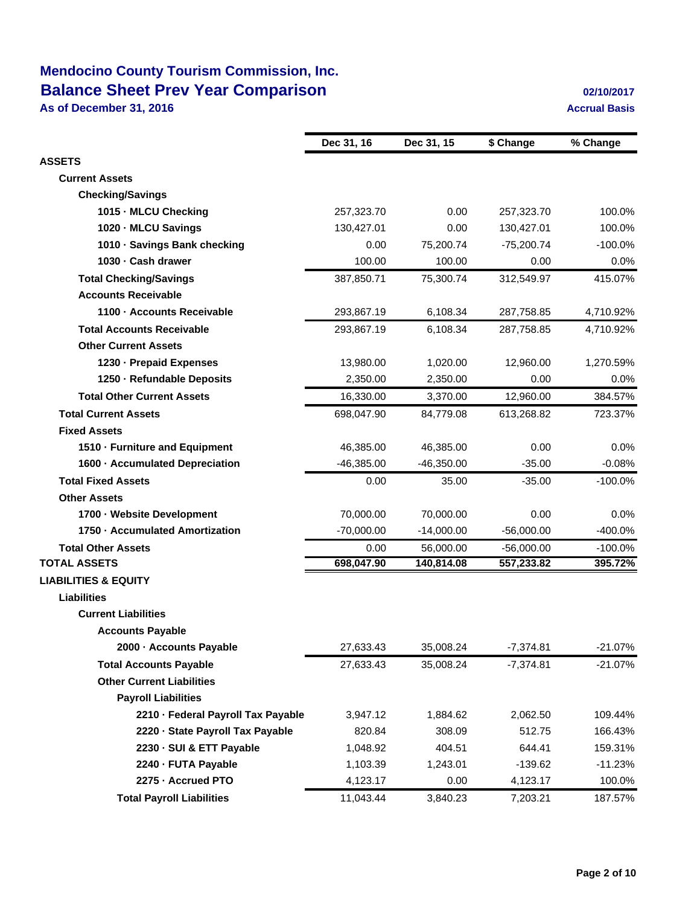# Mendocino County Tourism Commission, Inc.
## Balance Sheet Prev Year Comparison
**As of December 31, 2016**

**02/10/2017**
**Accrual Basis**

| | Dec 31, 16 | Dec 31, 15 | $ Change | % Change |
|---|---|---|---|---|
| **ASSETS** | | | | |
| **Current Assets** | | | | |
| **Checking/Savings** | | | | |
| **1015 · MLCU Checking** | 257,323.70 | 0.00 | 257,323.70 | 100.0% |
| **1020 · MLCU Savings** | 130,427.01 | 0.00 | 130,427.01 | 100.0% |
| **1010 · Savings Bank checking** | 0.00 | 75,200.74 | -75,200.74 | -100.0% |
| **1030 · Cash drawer** | 100.00 | 100.00 | 0.00 | 0.0% |
| **Total Checking/Savings** | 387,850.71 | 75,300.74 | 312,549.97 | 415.07% |
| **Accounts Receivable** | | | | |
| **1100 · Accounts Receivable** | 293,867.19 | 6,108.34 | 287,758.85 | 4,710.92% |
| **Total Accounts Receivable** | 293,867.19 | 6,108.34 | 287,758.85 | 4,710.92% |
| **Other Current Assets** | | | | |
| **1230 · Prepaid Expenses** | 13,980.00 | 1,020.00 | 12,960.00 | 1,270.59% |
| **1250 · Refundable Deposits** | 2,350.00 | 2,350.00 | 0.00 | 0.0% |
| **Total Other Current Assets** | 16,330.00 | 3,370.00 | 12,960.00 | 384.57% |
| **Total Current Assets** | 698,047.90 | 84,779.08 | 613,268.82 | 723.37% |
| **Fixed Assets** | | | | |
| **1510 · Furniture and Equipment** | 46,385.00 | 46,385.00 | 0.00 | 0.0% |
| **1600 · Accumulated Depreciation** | -46,385.00 | -46,350.00 | -35.00 | -0.08% |
| **Total Fixed Assets** | 0.00 | 35.00 | -35.00 | -100.0% |
| **Other Assets** | | | | |
| **1700 · Website Development** | 70,000.00 | 70,000.00 | 0.00 | 0.0% |
| **1750 · Accumulated Amortization** | -70,000.00 | -14,000.00 | -56,000.00 | -400.0% |
| **Total Other Assets** | 0.00 | 56,000.00 | -56,000.00 | -100.0% |
| **TOTAL ASSETS** | **698,047.90** | **140,814.08** | **557,233.82** | **395.72%** |
| **LIABILITIES & EQUITY** | | | | |
| **Liabilities** | | | | |
| **Current Liabilities** | | | | |
| **Accounts Payable** | | | | |
| **2000 · Accounts Payable** | 27,633.43 | 35,008.24 | -7,374.81 | -21.07% |
| **Total Accounts Payable** | 27,633.43 | 35,008.24 | -7,374.81 | -21.07% |
| **Other Current Liabilities** | | | | |
| **Payroll Liabilities** | | | | |
| **2210 · Federal Payroll Tax Payable** | 3,947.12 | 1,884.62 | 2,062.50 | 109.44% |
| **2220 · State Payroll Tax Payable** | 820.84 | 308.09 | 512.75 | 166.43% |
| **2230 · SUI & ETT Payable** | 1,048.92 | 404.51 | 644.41 | 159.31% |
| **2240 · FUTA Payable** | 1,103.39 | 1,243.01 | -139.62 | -11.23% |
| **2275 · Accrued PTO** | 4,123.17 | 0.00 | 4,123.17 | 100.0% |
| **Total Payroll Liabilities** | 11,043.44 | 3,840.23 | 7,203.21 | 187.57% |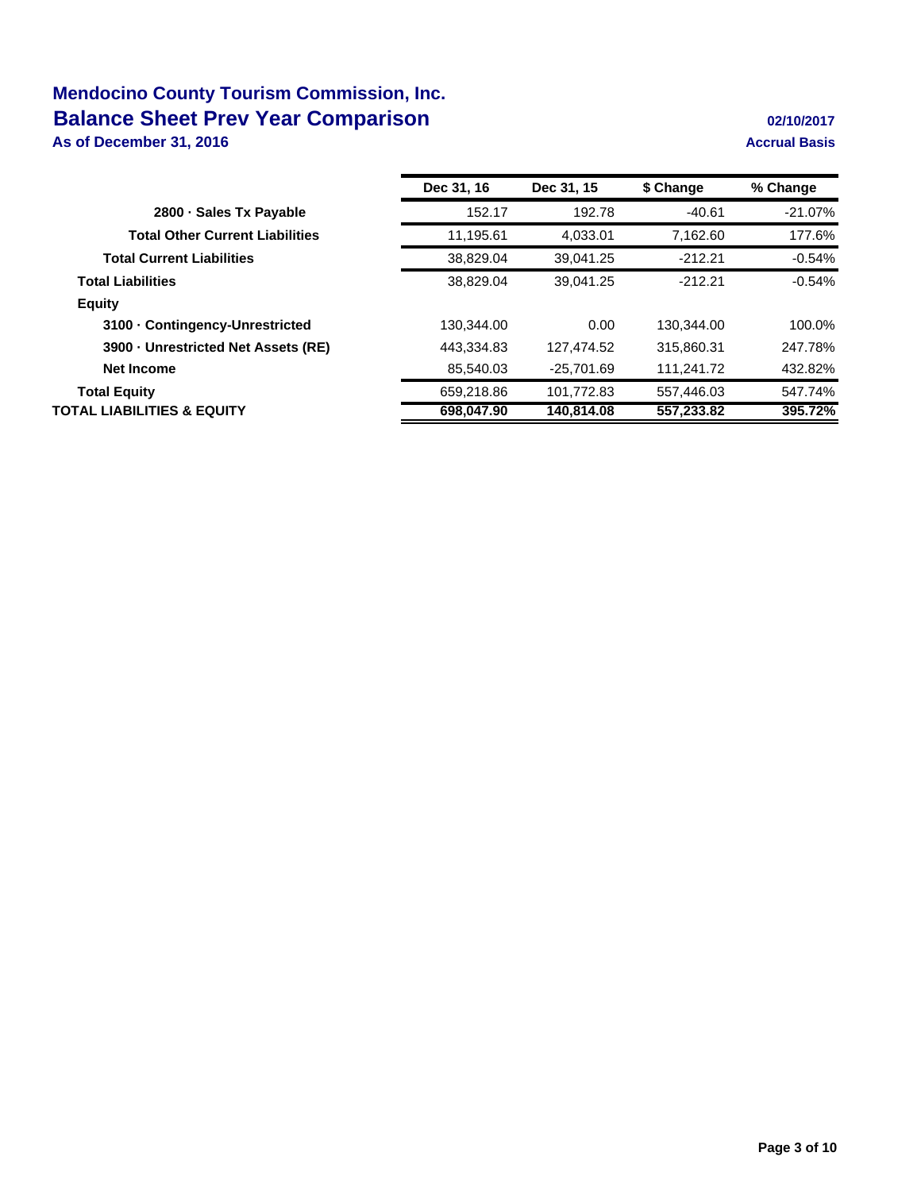# Mendocino County Tourism Commission, Inc.
## Balance Sheet Prev Year Comparison
**As of December 31, 2016**

**02/10/2017**
**Accrual Basis**

| | Dec 31, 16 | Dec 31, 15 | $ Change | % Change |
|---|---|---|---|---|
| **2800 · Sales Tx Payable** | 152.17 | 192.78 | -40.61 | -21.07% |
| **Total Other Current Liabilities** | 11,195.61 | 4,033.01 | 7,162.60 | 177.6% |
| **Total Current Liabilities** | 38,829.04 | 39,041.25 | -212.21 | -0.54% |
| **Total Liabilities** | 38,829.04 | 39,041.25 | -212.21 | -0.54% |
| **Equity** | | | | |
| **3100 · Contingency-Unrestricted** | 130,344.00 | 0.00 | 130,344.00 | 100.0% |
| **3900 · Unrestricted Net Assets (RE)** | 443,334.83 | 127,474.52 | 315,860.31 | 247.78% |
| **Net Income** | 85,540.03 | -25,701.69 | 111,241.72 | 432.82% |
| **Total Equity** | 659,218.86 | 101,772.83 | 557,446.03 | 547.74% |
| **TOTAL LIABILITIES & EQUITY** | **698,047.90** | **140,814.08** | **557,233.82** | **395.72%** |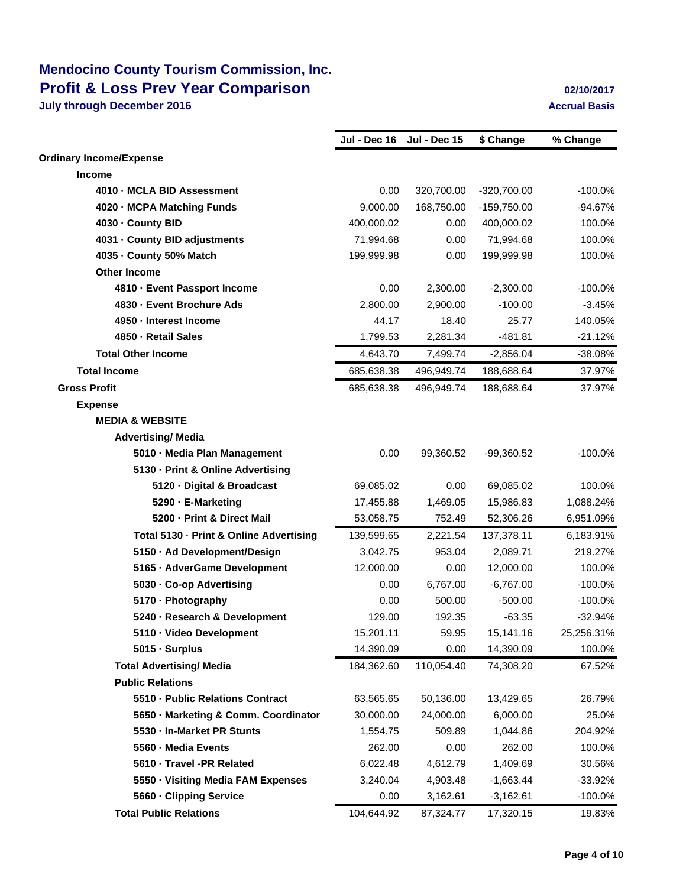# Mendocino County Tourism Commission, Inc.
## Profit & Loss Prev Year Comparison
**July through December 2016**

**02/10/2017**
**Accrual Basis**

| | Jul - Dec 16 | Jul - Dec 15 | $ Change | % Change |
|---|---|---|---|---|
| **Ordinary Income/Expense** | | | | |
| **Income** | | | | |
| **4010 · MCLA BID Assessment** | 0.00 | 320,700.00 | -320,700.00 | -100.0% |
| **4020 · MCPA Matching Funds** | 9,000.00 | 168,750.00 | -159,750.00 | -94.67% |
| **4030 · County BID** | 400,000.02 | 0.00 | 400,000.02 | 100.0% |
| **4031 · County BID adjustments** | 71,994.68 | 0.00 | 71,994.68 | 100.0% |
| **4035 · County 50% Match** | 199,999.98 | 0.00 | 199,999.98 | 100.0% |
| **Other Income** | | | | |
| **4810 · Event Passport Income** | 0.00 | 2,300.00 | -2,300.00 | -100.0% |
| **4830 · Event Brochure Ads** | 2,800.00 | 2,900.00 | -100.00 | -3.45% |
| **4950 · Interest Income** | 44.17 | 18.40 | 25.77 | 140.05% |
| **4850 · Retail Sales** | 1,799.53 | 2,281.34 | -481.81 | -21.12% |
| **Total Other Income** | 4,643.70 | 7,499.74 | -2,856.04 | -38.08% |
| **Total Income** | 685,638.38 | 496,949.74 | 188,688.64 | 37.97% |
| **Gross Profit** | 685,638.38 | 496,949.74 | 188,688.64 | 37.97% |
| **Expense** | | | | |
| **MEDIA & WEBSITE** | | | | |
| **Advertising/ Media** | | | | |
| **5010 · Media Plan Management** | 0.00 | 99,360.52 | -99,360.52 | -100.0% |
| **5130 · Print & Online Advertising** | | | | |
| **5120 · Digital & Broadcast** | 69,085.02 | 0.00 | 69,085.02 | 100.0% |
| **5290 · E-Marketing** | 17,455.88 | 1,469.05 | 15,986.83 | 1,088.24% |
| **5200 · Print & Direct Mail** | 53,058.75 | 752.49 | 52,306.26 | 6,951.09% |
| **Total 5130 · Print & Online Advertising** | 139,599.65 | 2,221.54 | 137,378.11 | 6,183.91% |
| **5150 · Ad Development/Design** | 3,042.75 | 953.04 | 2,089.71 | 219.27% |
| **5165 · AdverGame Development** | 12,000.00 | 0.00 | 12,000.00 | 100.0% |
| **5030 · Co-op Advertising** | 0.00 | 6,767.00 | -6,767.00 | -100.0% |
| **5170 · Photography** | 0.00 | 500.00 | -500.00 | -100.0% |
| **5240 · Research & Development** | 129.00 | 192.35 | -63.35 | -32.94% |
| **5110 · Video Development** | 15,201.11 | 59.95 | 15,141.16 | 25,256.31% |
| **5015 · Surplus** | 14,390.09 | 0.00 | 14,390.09 | 100.0% |
| **Total Advertising/ Media** | 184,362.60 | 110,054.40 | 74,308.20 | 67.52% |
| **Public Relations** | | | | |
| **5510 · Public Relations Contract** | 63,565.65 | 50,136.00 | 13,429.65 | 26.79% |
| **5650 · Marketing & Comm. Coordinator** | 30,000.00 | 24,000.00 | 6,000.00 | 25.0% |
| **5530 · In-Market PR Stunts** | 1,554.75 | 509.89 | 1,044.86 | 204.92% |
| **5560 · Media Events** | 262.00 | 0.00 | 262.00 | 100.0% |
| **5610 · Travel -PR Related** | 6,022.48 | 4,612.79 | 1,409.69 | 30.56% |
| **5550 · Visiting Media FAM Expenses** | 3,240.04 | 4,903.48 | -1,663.44 | -33.92% |
| **5660 · Clipping Service** | 0.00 | 3,162.61 | -3,162.61 | -100.0% |
| **Total Public Relations** | 104,644.92 | 87,324.77 | 17,320.15 | 19.83% |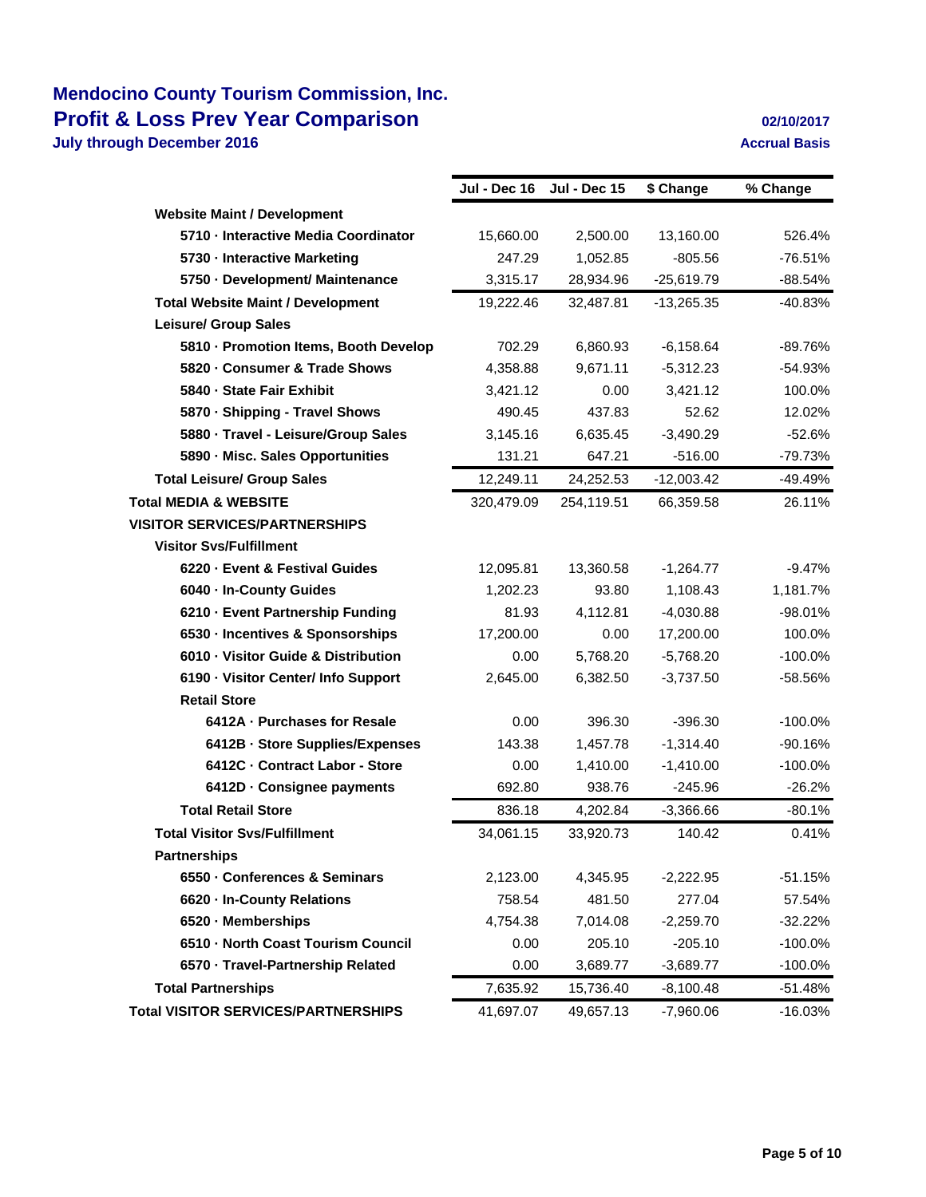# Mendocino County Tourism Commission, Inc.
## Profit & Loss Prev Year Comparison
**July through December 2016**

**02/10/2017**
**Accrual Basis**

| | Jul - Dec 16 | Jul - Dec 15 | $ Change | % Change |
|---|---|---|---|---|
| **Website Maint / Development** | | | | |
| **5710 · Interactive Media Coordinator** | 15,660.00 | 2,500.00 | 13,160.00 | 526.4% |
| **5730 · Interactive Marketing** | 247.29 | 1,052.85 | -805.56 | -76.51% |
| **5750 · Development/ Maintenance** | 3,315.17 | 28,934.96 | -25,619.79 | -88.54% |
| **Total Website Maint / Development** | 19,222.46 | 32,487.81 | -13,265.35 | -40.83% |
| **Leisure/ Group Sales** | | | | |
| **5810 · Promotion Items, Booth Develop** | 702.29 | 6,860.93 | -6,158.64 | -89.76% |
| **5820 · Consumer & Trade Shows** | 4,358.88 | 9,671.11 | -5,312.23 | -54.93% |
| **5840 · State Fair Exhibit** | 3,421.12 | 0.00 | 3,421.12 | 100.0% |
| **5870 · Shipping - Travel Shows** | 490.45 | 437.83 | 52.62 | 12.02% |
| **5880 · Travel - Leisure/Group Sales** | 3,145.16 | 6,635.45 | -3,490.29 | -52.6% |
| **5890 · Misc. Sales Opportunities** | 131.21 | 647.21 | -516.00 | -79.73% |
| **Total Leisure/ Group Sales** | 12,249.11 | 24,252.53 | -12,003.42 | -49.49% |
| **Total MEDIA & WEBSITE** | 320,479.09 | 254,119.51 | 66,359.58 | 26.11% |
| **VISITOR SERVICES/PARTNERSHIPS** | | | | |
| **Visitor Svs/Fulfillment** | | | | |
| **6220 · Event & Festival Guides** | 12,095.81 | 13,360.58 | -1,264.77 | -9.47% |
| **6040 · In-County Guides** | 1,202.23 | 93.80 | 1,108.43 | 1,181.7% |
| **6210 · Event Partnership Funding** | 81.93 | 4,112.81 | -4,030.88 | -98.01% |
| **6530 · Incentives & Sponsorships** | 17,200.00 | 0.00 | 17,200.00 | 100.0% |
| **6010 · Visitor Guide & Distribution** | 0.00 | 5,768.20 | -5,768.20 | -100.0% |
| **6190 · Visitor Center/ Info Support** | 2,645.00 | 6,382.50 | -3,737.50 | -58.56% |
| **Retail Store** | | | | |
| **6412A · Purchases for Resale** | 0.00 | 396.30 | -396.30 | -100.0% |
| **6412B · Store Supplies/Expenses** | 143.38 | 1,457.78 | -1,314.40 | -90.16% |
| **6412C · Contract Labor - Store** | 0.00 | 1,410.00 | -1,410.00 | -100.0% |
| **6412D · Consignee payments** | 692.80 | 938.76 | -245.96 | -26.2% |
| **Total Retail Store** | 836.18 | 4,202.84 | -3,366.66 | -80.1% |
| **Total Visitor Svs/Fulfillment** | 34,061.15 | 33,920.73 | 140.42 | 0.41% |
| **Partnerships** | | | | |
| **6550 · Conferences & Seminars** | 2,123.00 | 4,345.95 | -2,222.95 | -51.15% |
| **6620 · In-County Relations** | 758.54 | 481.50 | 277.04 | 57.54% |
| **6520 · Memberships** | 4,754.38 | 7,014.08 | -2,259.70 | -32.22% |
| **6510 · North Coast Tourism Council** | 0.00 | 205.10 | -205.10 | -100.0% |
| **6570 · Travel-Partnership Related** | 0.00 | 3,689.77 | -3,689.77 | -100.0% |
| **Total Partnerships** | 7,635.92 | 15,736.40 | -8,100.48 | -51.48% |
| **Total VISITOR SERVICES/PARTNERSHIPS** | 41,697.07 | 49,657.13 | -7,960.06 | -16.03% |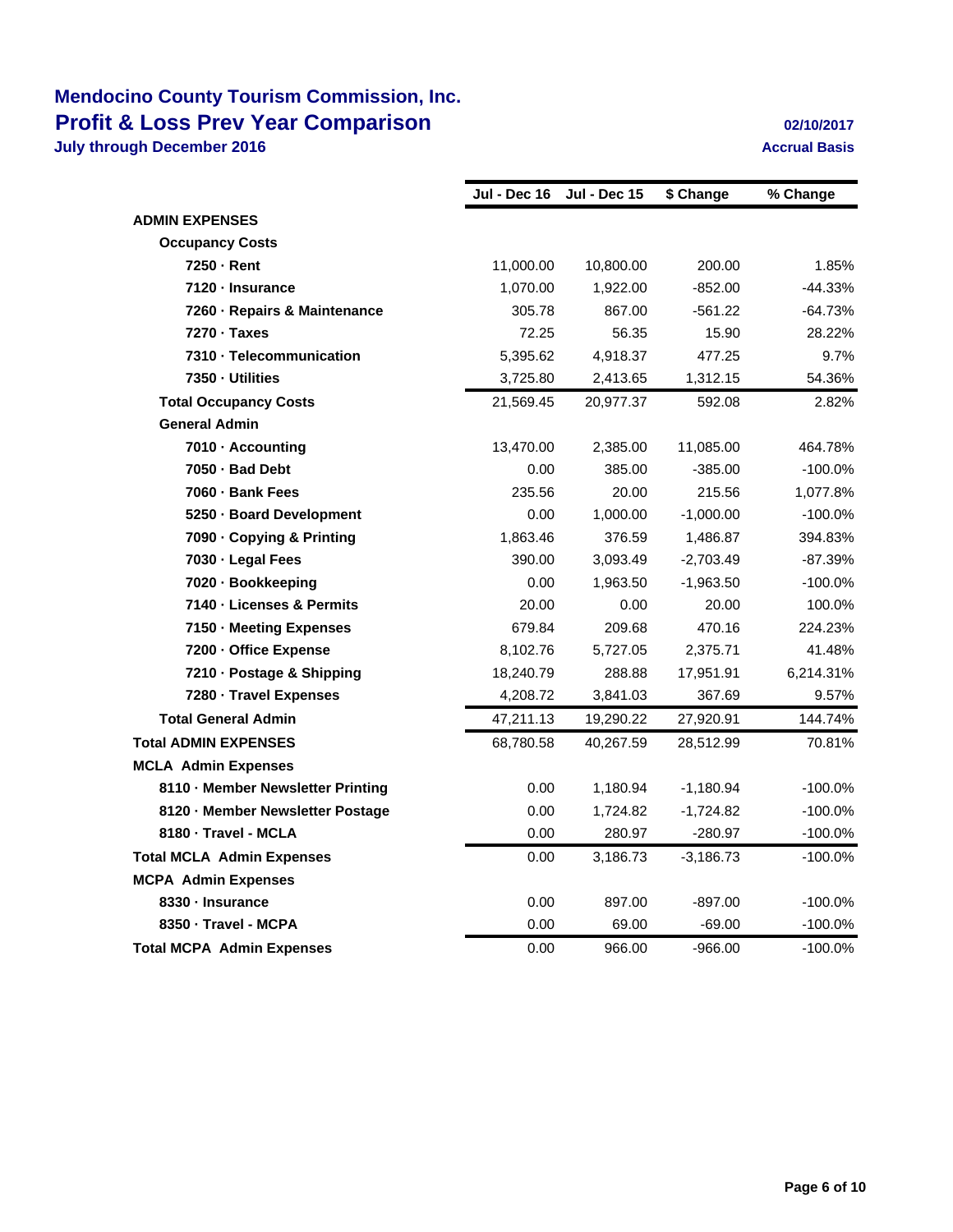# Mendocino County Tourism Commission, Inc.

## Profit & Loss Prev Year Comparison

**July through December 2016**

**02/10/2017**

**Accrual Basis**

| | Jul - Dec 16 | Jul - Dec 15 | $ Change | % Change |
|---|---|---|---|---|
| **ADMIN EXPENSES** | | | | |
| **Occupancy Costs** | | | | |
| **7250 · Rent** | 11,000.00 | 10,800.00 | 200.00 | 1.85% |
| **7120 · Insurance** | 1,070.00 | 1,922.00 | -852.00 | -44.33% |
| **7260 · Repairs & Maintenance** | 305.78 | 867.00 | -561.22 | -64.73% |
| **7270 · Taxes** | 72.25 | 56.35 | 15.90 | 28.22% |
| **7310 · Telecommunication** | 5,395.62 | 4,918.37 | 477.25 | 9.7% |
| **7350 · Utilities** | 3,725.80 | 2,413.65 | 1,312.15 | 54.36% |
| **Total Occupancy Costs** | 21,569.45 | 20,977.37 | 592.08 | 2.82% |
| **General Admin** | | | | |
| **7010 · Accounting** | 13,470.00 | 2,385.00 | 11,085.00 | 464.78% |
| **7050 · Bad Debt** | 0.00 | 385.00 | -385.00 | -100.0% |
| **7060 · Bank Fees** | 235.56 | 20.00 | 215.56 | 1,077.8% |
| **5250 · Board Development** | 0.00 | 1,000.00 | -1,000.00 | -100.0% |
| **7090 · Copying & Printing** | 1,863.46 | 376.59 | 1,486.87 | 394.83% |
| **7030 · Legal Fees** | 390.00 | 3,093.49 | -2,703.49 | -87.39% |
| **7020 · Bookkeeping** | 0.00 | 1,963.50 | -1,963.50 | -100.0% |
| **7140 · Licenses & Permits** | 20.00 | 0.00 | 20.00 | 100.0% |
| **7150 · Meeting Expenses** | 679.84 | 209.68 | 470.16 | 224.23% |
| **7200 · Office Expense** | 8,102.76 | 5,727.05 | 2,375.71 | 41.48% |
| **7210 · Postage & Shipping** | 18,240.79 | 288.88 | 17,951.91 | 6,214.31% |
| **7280 · Travel Expenses** | 4,208.72 | 3,841.03 | 367.69 | 9.57% |
| **Total General Admin** | 47,211.13 | 19,290.22 | 27,920.91 | 144.74% |
| **Total ADMIN EXPENSES** | 68,780.58 | 40,267.59 | 28,512.99 | 70.81% |
| **MCLA Admin Expenses** | | | | |
| **8110 · Member Newsletter Printing** | 0.00 | 1,180.94 | -1,180.94 | -100.0% |
| **8120 · Member Newsletter Postage** | 0.00 | 1,724.82 | -1,724.82 | -100.0% |
| **8180 · Travel - MCLA** | 0.00 | 280.97 | -280.97 | -100.0% |
| **Total MCLA Admin Expenses** | 0.00 | 3,186.73 | -3,186.73 | -100.0% |
| **MCPA Admin Expenses** | | | | |
| **8330 · Insurance** | 0.00 | 897.00 | -897.00 | -100.0% |
| **8350 · Travel - MCPA** | 0.00 | 69.00 | -69.00 | -100.0% |
| **Total MCPA Admin Expenses** | 0.00 | 966.00 | -966.00 | -100.0% |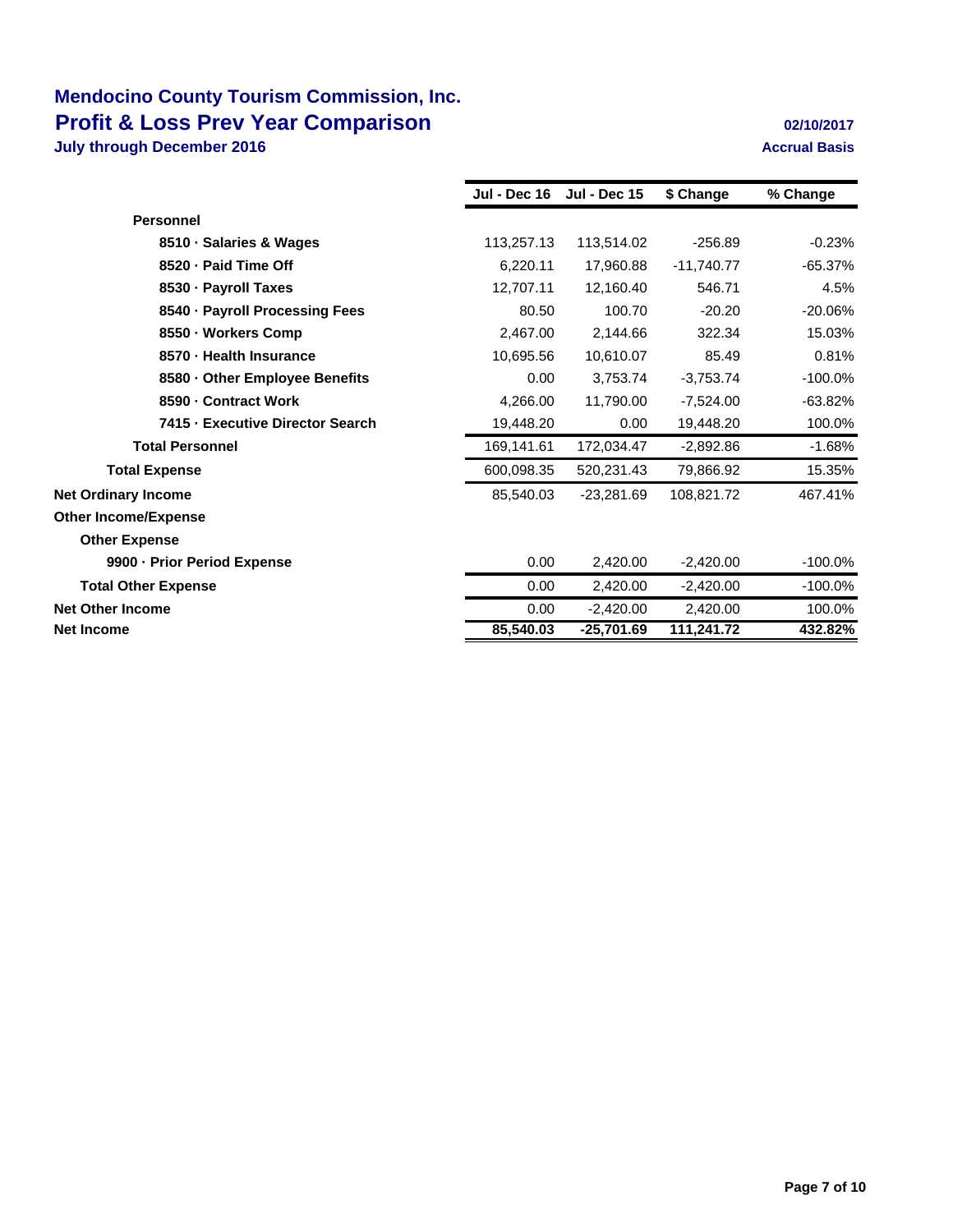# Mendocino County Tourism Commission, Inc.

## Profit & Loss Prev Year Comparison

**July through December 2016**

**02/10/2017**

**Accrual Basis**

| | Jul - Dec 16 | Jul - Dec 15 | $ Change | % Change |
|---|---|---|---|---|
| **Personnel** | | | | |
| **8510 · Salaries & Wages** | 113,257.13 | 113,514.02 | -256.89 | -0.23% |
| **8520 · Paid Time Off** | 6,220.11 | 17,960.88 | -11,740.77 | -65.37% |
| **8530 · Payroll Taxes** | 12,707.11 | 12,160.40 | 546.71 | 4.5% |
| **8540 · Payroll Processing Fees** | 80.50 | 100.70 | -20.20 | -20.06% |
| **8550 · Workers Comp** | 2,467.00 | 2,144.66 | 322.34 | 15.03% |
| **8570 · Health Insurance** | 10,695.56 | 10,610.07 | 85.49 | 0.81% |
| **8580 · Other Employee Benefits** | 0.00 | 3,753.74 | -3,753.74 | -100.0% |
| **8590 · Contract Work** | 4,266.00 | 11,790.00 | -7,524.00 | -63.82% |
| **7415 · Executive Director Search** | 19,448.20 | 0.00 | 19,448.20 | 100.0% |
| **Total Personnel** | 169,141.61 | 172,034.47 | -2,892.86 | -1.68% |
| **Total Expense** | 600,098.35 | 520,231.43 | 79,866.92 | 15.35% |
| **Net Ordinary Income** | 85,540.03 | -23,281.69 | 108,821.72 | 467.41% |
| **Other Income/Expense** | | | | |
| **Other Expense** | | | | |
| **9900 · Prior Period Expense** | 0.00 | 2,420.00 | -2,420.00 | -100.0% |
| **Total Other Expense** | 0.00 | 2,420.00 | -2,420.00 | -100.0% |
| **Net Other Income** | 0.00 | -2,420.00 | 2,420.00 | 100.0% |
| **Net Income** | **85,540.03** | **-25,701.69** | **111,241.72** | **432.82%** |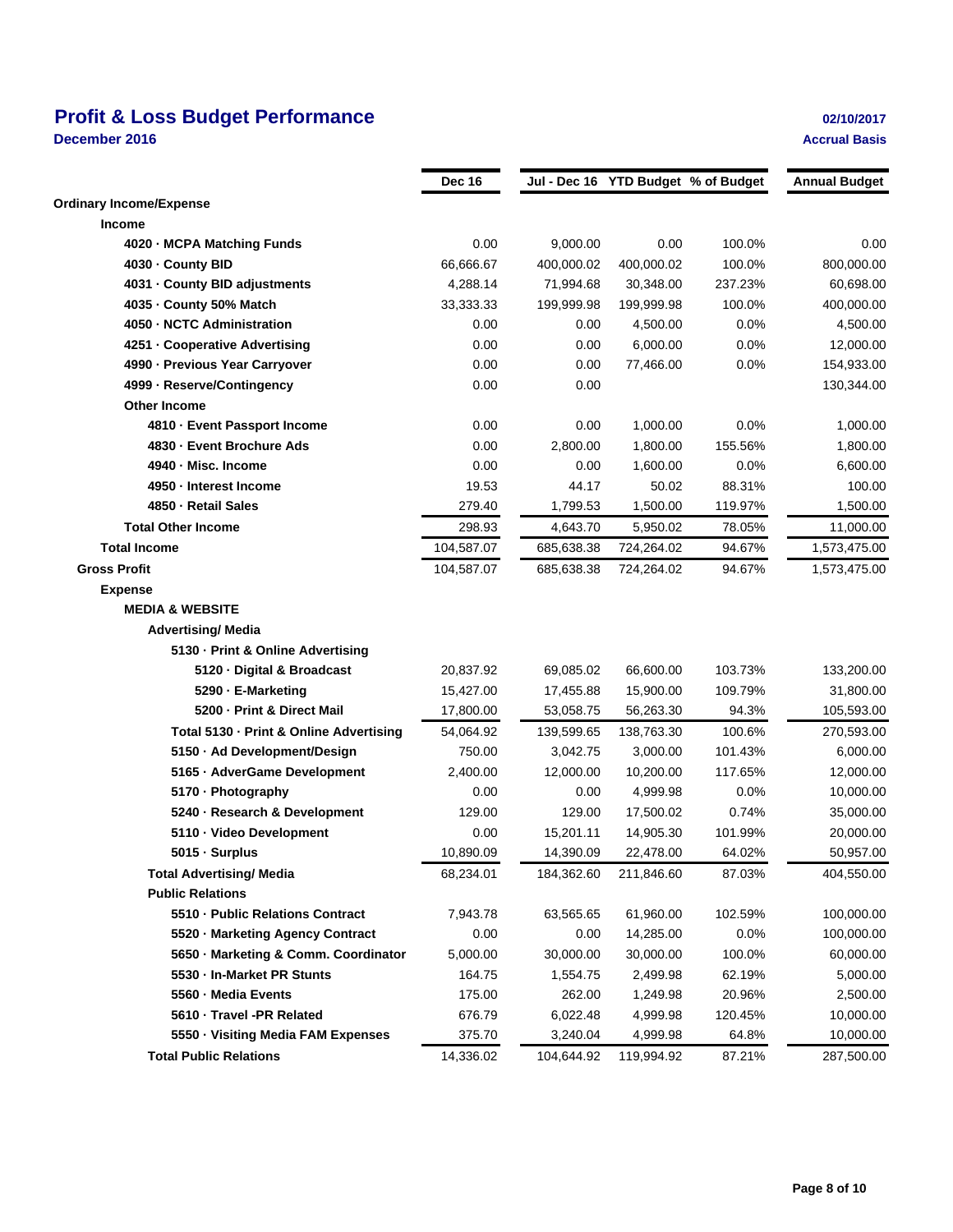# Profit & Loss Budget Performance

**December 2016**

02/10/2017

Accrual Basis

| | Dec 16 | Jul - Dec 16 | YTD Budget | % of Budget | Annual Budget |
|---|---|---|---|---|---|
| **Ordinary Income/Expense** | | | | | |
| **Income** | | | | | |
| 4020 · MCPA Matching Funds | 0.00 | 9,000.00 | 0.00 | 100.0% | 0.00 |
| 4030 · County BID | 66,666.67 | 400,000.02 | 400,000.02 | 100.0% | 800,000.00 |
| 4031 · County BID adjustments | 4,288.14 | 71,994.68 | 30,348.00 | 237.23% | 60,698.00 |
| 4035 · County 50% Match | 33,333.33 | 199,999.98 | 199,999.98 | 100.0% | 400,000.00 |
| 4050 · NCTC Administration | 0.00 | 0.00 | 4,500.00 | 0.0% | 4,500.00 |
| 4251 · Cooperative Advertising | 0.00 | 0.00 | 6,000.00 | 0.0% | 12,000.00 |
| 4990 · Previous Year Carryover | 0.00 | 0.00 | 77,466.00 | 0.0% | 154,933.00 |
| 4999 · Reserve/Contingency | 0.00 | 0.00 | | | 130,344.00 |
| **Other Income** | | | | | |
| 4810 · Event Passport Income | 0.00 | 0.00 | 1,000.00 | 0.0% | 1,000.00 |
| 4830 · Event Brochure Ads | 0.00 | 2,800.00 | 1,800.00 | 155.56% | 1,800.00 |
| 4940 · Misc. Income | 0.00 | 0.00 | 1,600.00 | 0.0% | 6,600.00 |
| 4950 · Interest Income | 19.53 | 44.17 | 50.02 | 88.31% | 100.00 |
| 4850 · Retail Sales | 279.40 | 1,799.53 | 1,500.00 | 119.97% | 1,500.00 |
| **Total Other Income** | 298.93 | 4,643.70 | 5,950.02 | 78.05% | 11,000.00 |
| **Total Income** | 104,587.07 | 685,638.38 | 724,264.02 | 94.67% | 1,573,475.00 |
| **Gross Profit** | 104,587.07 | 685,638.38 | 724,264.02 | 94.67% | 1,573,475.00 |
| **Expense** | | | | | |
| **MEDIA & WEBSITE** | | | | | |
| **Advertising/ Media** | | | | | |
| 5130 · Print & Online Advertising | | | | | |
| 5120 · Digital & Broadcast | 20,837.92 | 69,085.02 | 66,600.00 | 103.73% | 133,200.00 |
| 5290 · E-Marketing | 15,427.00 | 17,455.88 | 15,900.00 | 109.79% | 31,800.00 |
| 5200 · Print & Direct Mail | 17,800.00 | 53,058.75 | 56,263.30 | 94.3% | 105,593.00 |
| **Total 5130 · Print & Online Advertising** | 54,064.92 | 139,599.65 | 138,763.30 | 100.6% | 270,593.00 |
| 5150 · Ad Development/Design | 750.00 | 3,042.75 | 3,000.00 | 101.43% | 6,000.00 |
| 5165 · AdverGame Development | 2,400.00 | 12,000.00 | 10,200.00 | 117.65% | 12,000.00 |
| 5170 · Photography | 0.00 | 0.00 | 4,999.98 | 0.0% | 10,000.00 |
| 5240 · Research & Development | 129.00 | 129.00 | 17,500.02 | 0.74% | 35,000.00 |
| 5110 · Video Development | 0.00 | 15,201.11 | 14,905.30 | 101.99% | 20,000.00 |
| 5015 · Surplus | 10,890.09 | 14,390.09 | 22,478.00 | 64.02% | 50,957.00 |
| **Total Advertising/ Media** | 68,234.01 | 184,362.60 | 211,846.60 | 87.03% | 404,550.00 |
| **Public Relations** | | | | | |
| 5510 · Public Relations Contract | 7,943.78 | 63,565.65 | 61,960.00 | 102.59% | 100,000.00 |
| 5520 · Marketing Agency Contract | 0.00 | 0.00 | 14,285.00 | 0.0% | 100,000.00 |
| 5650 · Marketing & Comm. Coordinator | 5,000.00 | 30,000.00 | 30,000.00 | 100.0% | 60,000.00 |
| 5530 · In-Market PR Stunts | 164.75 | 1,554.75 | 2,499.98 | 62.19% | 5,000.00 |
| 5560 · Media Events | 175.00 | 262.00 | 1,249.98 | 20.96% | 2,500.00 |
| 5610 · Travel -PR Related | 676.79 | 6,022.48 | 4,999.98 | 120.45% | 10,000.00 |
| 5550 · Visiting Media FAM Expenses | 375.70 | 3,240.04 | 4,999.98 | 64.8% | 10,000.00 |
| **Total Public Relations** | 14,336.02 | 104,644.92 | 119,994.92 | 87.21% | 287,500.00 |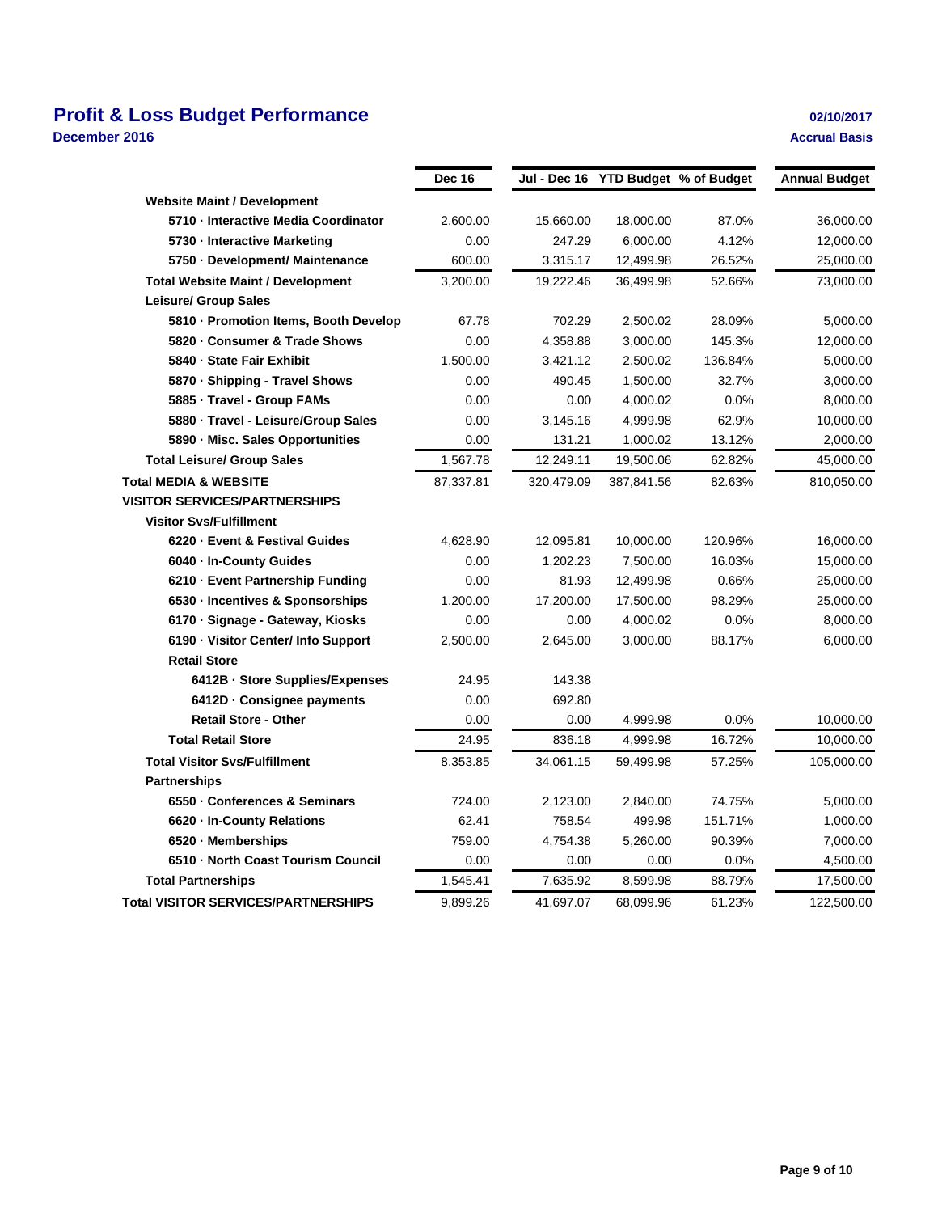# Profit & Loss Budget Performance

**December 2016**

02/10/2017

Accrual Basis

| | Dec 16 | Jul - Dec 16 | YTD Budget | % of Budget | Annual Budget |
|---|---|---|---|---|---|
| **Website Maint / Development** | | | | | |
| 5710 · Interactive Media Coordinator | 2,600.00 | 15,660.00 | 18,000.00 | 87.0% | 36,000.00 |
| 5730 · Interactive Marketing | 0.00 | 247.29 | 6,000.00 | 4.12% | 12,000.00 |
| 5750 · Development/ Maintenance | 600.00 | 3,315.17 | 12,499.98 | 26.52% | 25,000.00 |
| **Total Website Maint / Development** | 3,200.00 | 19,222.46 | 36,499.98 | 52.66% | 73,000.00 |
| **Leisure/ Group Sales** | | | | | |
| 5810 · Promotion Items, Booth Develop | 67.78 | 702.29 | 2,500.02 | 28.09% | 5,000.00 |
| 5820 · Consumer & Trade Shows | 0.00 | 4,358.88 | 3,000.00 | 145.3% | 12,000.00 |
| 5840 · State Fair Exhibit | 1,500.00 | 3,421.12 | 2,500.02 | 136.84% | 5,000.00 |
| 5870 · Shipping - Travel Shows | 0.00 | 490.45 | 1,500.00 | 32.7% | 3,000.00 |
| 5885 · Travel - Group FAMs | 0.00 | 0.00 | 4,000.02 | 0.0% | 8,000.00 |
| 5880 · Travel - Leisure/Group Sales | 0.00 | 3,145.16 | 4,999.98 | 62.9% | 10,000.00 |
| 5890 · Misc. Sales Opportunities | 0.00 | 131.21 | 1,000.02 | 13.12% | 2,000.00 |
| **Total Leisure/ Group Sales** | 1,567.78 | 12,249.11 | 19,500.06 | 62.82% | 45,000.00 |
| **Total MEDIA & WEBSITE** | 87,337.81 | 320,479.09 | 387,841.56 | 82.63% | 810,050.00 |
| **VISITOR SERVICES/PARTNERSHIPS** | | | | | |
| **Visitor Svs/Fulfillment** | | | | | |
| 6220 · Event & Festival Guides | 4,628.90 | 12,095.81 | 10,000.00 | 120.96% | 16,000.00 |
| 6040 · In-County Guides | 0.00 | 1,202.23 | 7,500.00 | 16.03% | 15,000.00 |
| 6210 · Event Partnership Funding | 0.00 | 81.93 | 12,499.98 | 0.66% | 25,000.00 |
| 6530 · Incentives & Sponsorships | 1,200.00 | 17,200.00 | 17,500.00 | 98.29% | 25,000.00 |
| 6170 · Signage - Gateway, Kiosks | 0.00 | 0.00 | 4,000.02 | 0.0% | 8,000.00 |
| 6190 · Visitor Center/ Info Support | 2,500.00 | 2,645.00 | 3,000.00 | 88.17% | 6,000.00 |
| **Retail Store** | | | | | |
| 6412B · Store Supplies/Expenses | 24.95 | 143.38 | | | |
| 6412D · Consignee payments | 0.00 | 692.80 | | | |
| Retail Store - Other | 0.00 | 0.00 | 4,999.98 | 0.0% | 10,000.00 |
| **Total Retail Store** | 24.95 | 836.18 | 4,999.98 | 16.72% | 10,000.00 |
| **Total Visitor Svs/Fulfillment** | 8,353.85 | 34,061.15 | 59,499.98 | 57.25% | 105,000.00 |
| **Partnerships** | | | | | |
| 6550 · Conferences & Seminars | 724.00 | 2,123.00 | 2,840.00 | 74.75% | 5,000.00 |
| 6620 · In-County Relations | 62.41 | 758.54 | 499.98 | 151.71% | 1,000.00 |
| 6520 · Memberships | 759.00 | 4,754.38 | 5,260.00 | 90.39% | 7,000.00 |
| 6510 · North Coast Tourism Council | 0.00 | 0.00 | 0.00 | 0.0% | 4,500.00 |
| **Total Partnerships** | 1,545.41 | 7,635.92 | 8,599.98 | 88.79% | 17,500.00 |
| **Total VISITOR SERVICES/PARTNERSHIPS** | 9,899.26 | 41,697.07 | 68,099.96 | 61.23% | 122,500.00 |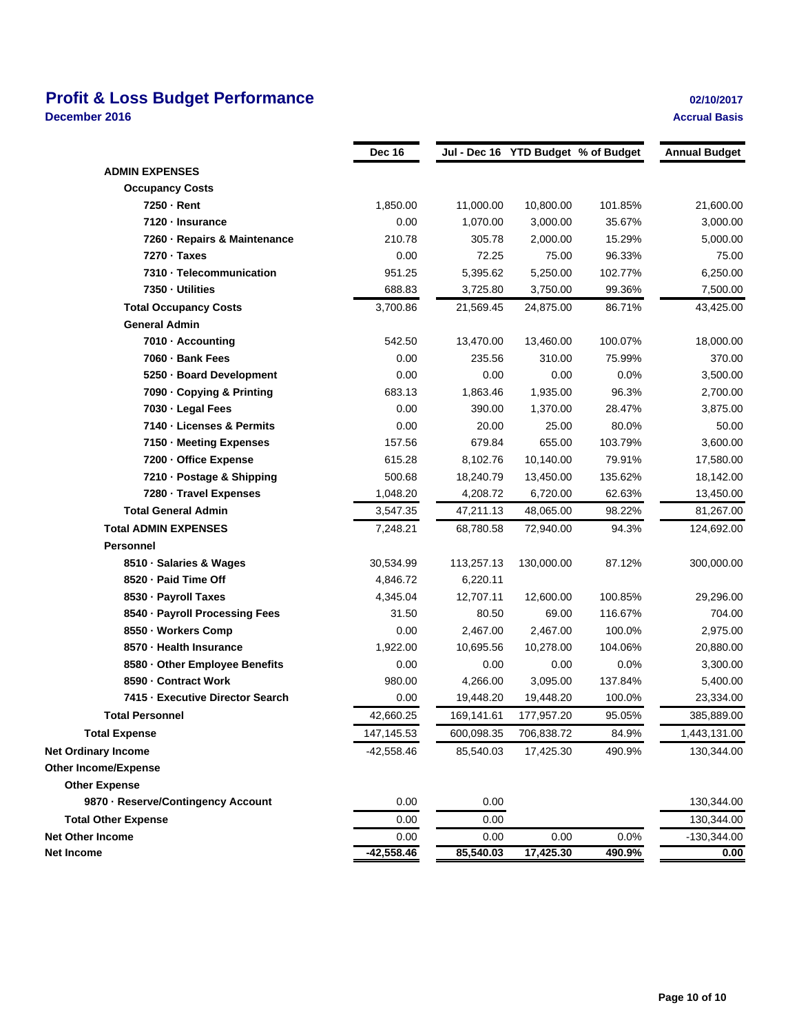# Profit & Loss Budget Performance

**December 2016**

02/10/2017

Accrual Basis

| | Dec 16 | Jul - Dec 16 | YTD Budget | % of Budget | Annual Budget |
|---|---|---|---|---|---|
| **ADMIN EXPENSES** | | | | | |
| **Occupancy Costs** | | | | | |
| **7250 · Rent** | 1,850.00 | 11,000.00 | 10,800.00 | 101.85% | 21,600.00 |
| **7120 · Insurance** | 0.00 | 1,070.00 | 3,000.00 | 35.67% | 3,000.00 |
| **7260 · Repairs & Maintenance** | 210.78 | 305.78 | 2,000.00 | 15.29% | 5,000.00 |
| **7270 · Taxes** | 0.00 | 72.25 | 75.00 | 96.33% | 75.00 |
| **7310 · Telecommunication** | 951.25 | 5,395.62 | 5,250.00 | 102.77% | 6,250.00 |
| **7350 · Utilities** | 688.83 | 3,725.80 | 3,750.00 | 99.36% | 7,500.00 |
| **Total Occupancy Costs** | 3,700.86 | 21,569.45 | 24,875.00 | 86.71% | 43,425.00 |
| **General Admin** | | | | | |
| **7010 · Accounting** | 542.50 | 13,470.00 | 13,460.00 | 100.07% | 18,000.00 |
| **7060 · Bank Fees** | 0.00 | 235.56 | 310.00 | 75.99% | 370.00 |
| **5250 · Board Development** | 0.00 | 0.00 | 0.00 | 0.0% | 3,500.00 |
| **7090 · Copying & Printing** | 683.13 | 1,863.46 | 1,935.00 | 96.3% | 2,700.00 |
| **7030 · Legal Fees** | 0.00 | 390.00 | 1,370.00 | 28.47% | 3,875.00 |
| **7140 · Licenses & Permits** | 0.00 | 20.00 | 25.00 | 80.0% | 50.00 |
| **7150 · Meeting Expenses** | 157.56 | 679.84 | 655.00 | 103.79% | 3,600.00 |
| **7200 · Office Expense** | 615.28 | 8,102.76 | 10,140.00 | 79.91% | 17,580.00 |
| **7210 · Postage & Shipping** | 500.68 | 18,240.79 | 13,450.00 | 135.62% | 18,142.00 |
| **7280 · Travel Expenses** | 1,048.20 | 4,208.72 | 6,720.00 | 62.63% | 13,450.00 |
| **Total General Admin** | 3,547.35 | 47,211.13 | 48,065.00 | 98.22% | 81,267.00 |
| **Total ADMIN EXPENSES** | 7,248.21 | 68,780.58 | 72,940.00 | 94.3% | 124,692.00 |
| **Personnel** | | | | | |
| **8510 · Salaries & Wages** | 30,534.99 | 113,257.13 | 130,000.00 | 87.12% | 300,000.00 |
| **8520 · Paid Time Off** | 4,846.72 | 6,220.11 | | | |
| **8530 · Payroll Taxes** | 4,345.04 | 12,707.11 | 12,600.00 | 100.85% | 29,296.00 |
| **8540 · Payroll Processing Fees** | 31.50 | 80.50 | 69.00 | 116.67% | 704.00 |
| **8550 · Workers Comp** | 0.00 | 2,467.00 | 2,467.00 | 100.0% | 2,975.00 |
| **8570 · Health Insurance** | 1,922.00 | 10,695.56 | 10,278.00 | 104.06% | 20,880.00 |
| **8580 · Other Employee Benefits** | 0.00 | 0.00 | 0.00 | 0.0% | 3,300.00 |
| **8590 · Contract Work** | 980.00 | 4,266.00 | 3,095.00 | 137.84% | 5,400.00 |
| **7415 · Executive Director Search** | 0.00 | 19,448.20 | 19,448.20 | 100.0% | 23,334.00 |
| **Total Personnel** | 42,660.25 | 169,141.61 | 177,957.20 | 95.05% | 385,889.00 |
| **Total Expense** | 147,145.53 | 600,098.35 | 706,838.72 | 84.9% | 1,443,131.00 |
| **Net Ordinary Income** | -42,558.46 | 85,540.03 | 17,425.30 | 490.9% | 130,344.00 |
| **Other Income/Expense** | | | | | |
| **Other Expense** | | | | | |
| **9870 · Reserve/Contingency Account** | 0.00 | 0.00 | | | 130,344.00 |
| **Total Other Expense** | 0.00 | 0.00 | | | 130,344.00 |
| **Net Other Income** | 0.00 | 0.00 | 0.00 | 0.0% | -130,344.00 |
| **Net Income** | **-42,558.46** | **85,540.03** | **17,425.30** | **490.9%** | **0.00** |